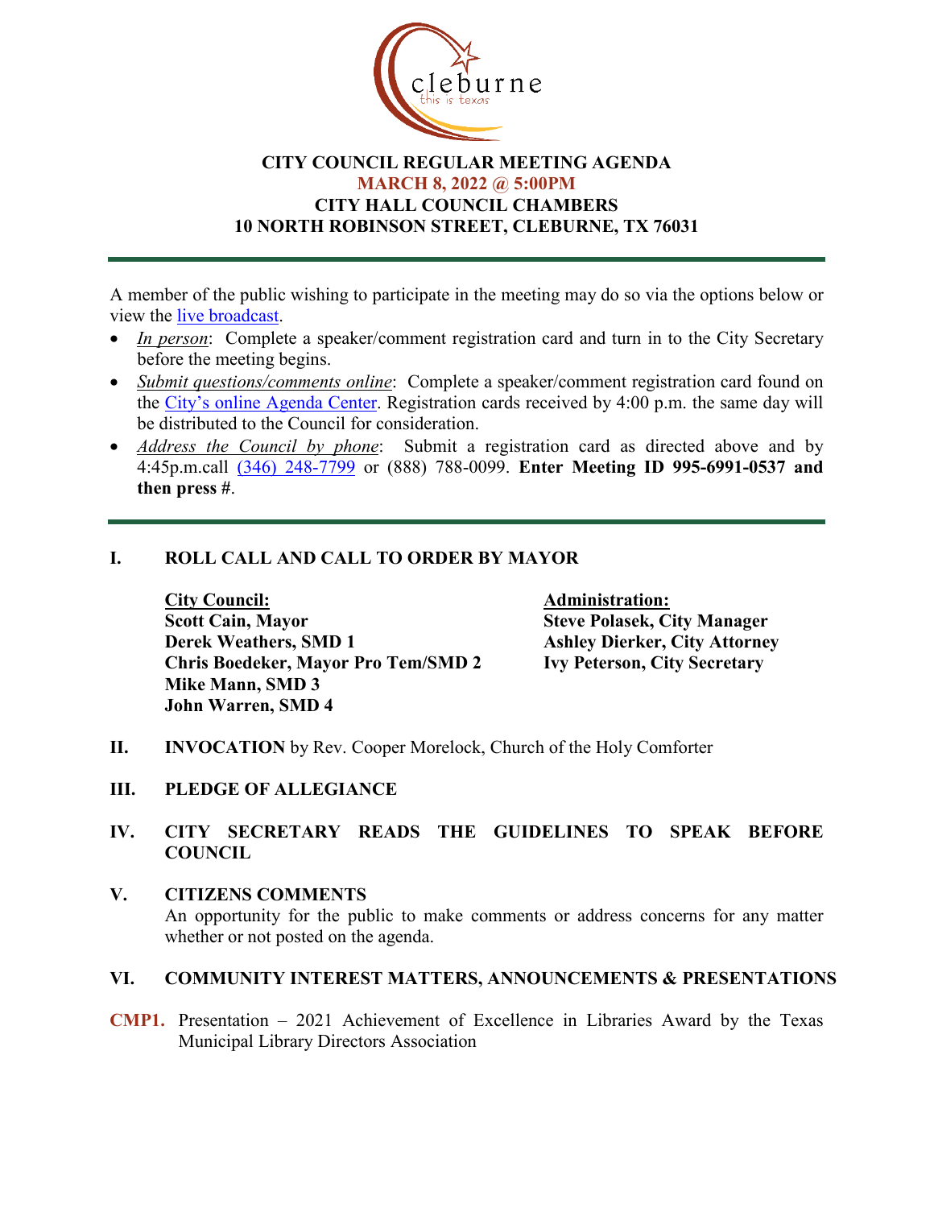cleburne
this is texas

**CITY COUNCIL REGULAR MEETING AGENDA**
**MARCH 8, 2022 @ 5:00PM**
**CITY HALL COUNCIL CHAMBERS**
**10 NORTH ROBINSON STREET, CLEBURNE, TX 76031**

---

A member of the public wishing to participate in the meeting may do so via the options below or view the live broadcast.

- *In person*: Complete a speaker/comment registration card and turn in to the City Secretary before the meeting begins.
- *Submit questions/comments online*: Complete a speaker/comment registration card found on the City's online Agenda Center. Registration cards received by 4:00 p.m. the same day will be distributed to the Council for consideration.
- *Address the Council by phone*: Submit a registration card as directed above and by 4:45p.m.call (346) 248-7799 or (888) 788-0099. **Enter Meeting ID 995-6991-0537 and then press #**.

---

## I. ROLL CALL AND CALL TO ORDER BY MAYOR

**City Council:**
**Scott Cain, Mayor**
**Derek Weathers, SMD 1**
**Chris Boedeker, Mayor Pro Tem/SMD 2**
**Mike Mann, SMD 3**
**John Warren, SMD 4**

**Administration:**
**Steve Polasek, City Manager**
**Ashley Dierker, City Attorney**
**Ivy Peterson, City Secretary**

## II. INVOCATION by Rev. Cooper Morelock, Church of the Holy Comforter

## III. PLEDGE OF ALLEGIANCE

## IV. CITY SECRETARY READS THE GUIDELINES TO SPEAK BEFORE COUNCIL

## V. CITIZENS COMMENTS

An opportunity for the public to make comments or address concerns for any matter whether or not posted on the agenda.

## VI. COMMUNITY INTEREST MATTERS, ANNOUNCEMENTS & PRESENTATIONS

**CMP1.** Presentation – 2021 Achievement of Excellence in Libraries Award by the Texas Municipal Library Directors Association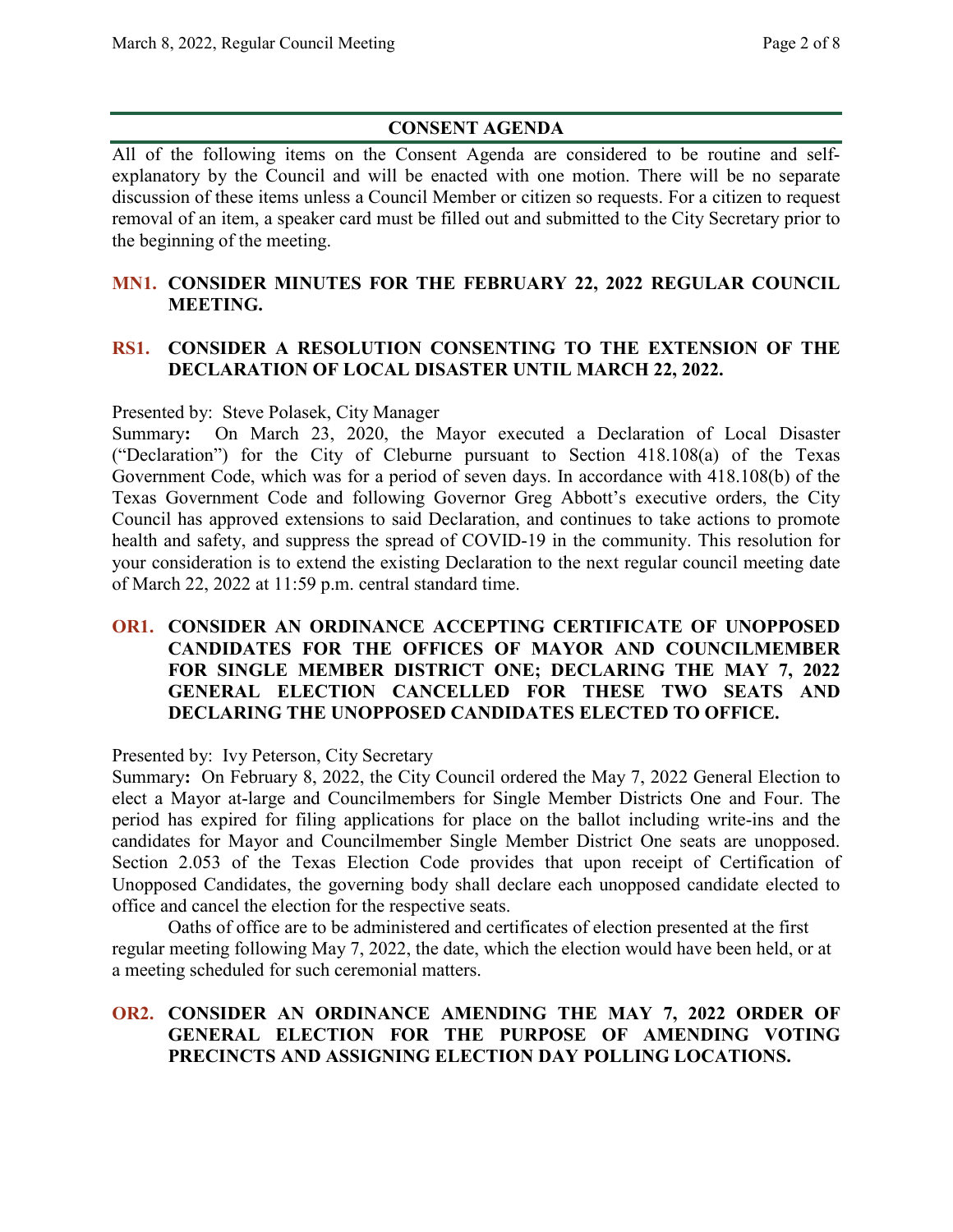## CONSENT AGENDA

All of the following items on the Consent Agenda are considered to be routine and self-explanatory by the Council and will be enacted with one motion. There will be no separate discussion of these items unless a Council Member or citizen so requests. For a citizen to request removal of an item, a speaker card must be filled out and submitted to the City Secretary prior to the beginning of the meeting.

### MN1. CONSIDER MINUTES FOR THE FEBRUARY 22, 2022 REGULAR COUNCIL MEETING.

### RS1. CONSIDER A RESOLUTION CONSENTING TO THE EXTENSION OF THE DECLARATION OF LOCAL DISASTER UNTIL MARCH 22, 2022.

Presented by: Steve Polasek, City Manager

Summary**:** On March 23, 2020, the Mayor executed a Declaration of Local Disaster ("Declaration") for the City of Cleburne pursuant to Section 418.108(a) of the Texas Government Code, which was for a period of seven days. In accordance with 418.108(b) of the Texas Government Code and following Governor Greg Abbott's executive orders, the City Council has approved extensions to said Declaration, and continues to take actions to promote health and safety, and suppress the spread of COVID-19 in the community. This resolution for your consideration is to extend the existing Declaration to the next regular council meeting date of March 22, 2022 at 11:59 p.m. central standard time.

### OR1. CONSIDER AN ORDINANCE ACCEPTING CERTIFICATE OF UNOPPOSED CANDIDATES FOR THE OFFICES OF MAYOR AND COUNCILMEMBER FOR SINGLE MEMBER DISTRICT ONE; DECLARING THE MAY 7, 2022 GENERAL ELECTION CANCELLED FOR THESE TWO SEATS AND DECLARING THE UNOPPOSED CANDIDATES ELECTED TO OFFICE.

Presented by: Ivy Peterson, City Secretary

Summary**:** On February 8, 2022, the City Council ordered the May 7, 2022 General Election to elect a Mayor at-large and Councilmembers for Single Member Districts One and Four. The period has expired for filing applications for place on the ballot including write-ins and the candidates for Mayor and Councilmember Single Member District One seats are unopposed. Section 2.053 of the Texas Election Code provides that upon receipt of Certification of Unopposed Candidates, the governing body shall declare each unopposed candidate elected to office and cancel the election for the respective seats.

Oaths of office are to be administered and certificates of election presented at the first regular meeting following May 7, 2022, the date, which the election would have been held, or at a meeting scheduled for such ceremonial matters.

### OR2. CONSIDER AN ORDINANCE AMENDING THE MAY 7, 2022 ORDER OF GENERAL ELECTION FOR THE PURPOSE OF AMENDING VOTING PRECINCTS AND ASSIGNING ELECTION DAY POLLING LOCATIONS.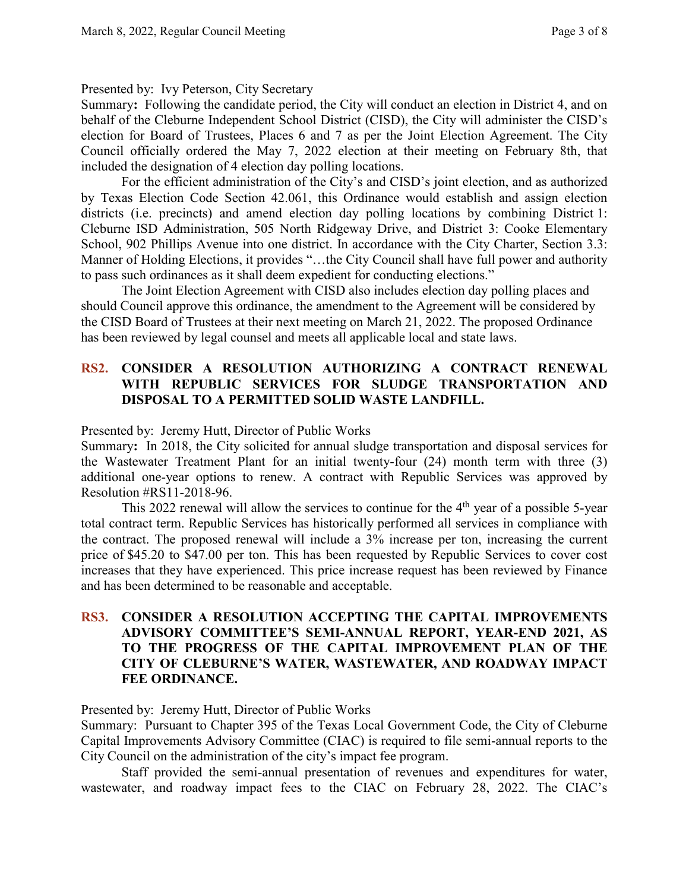Presented by: Ivy Peterson, City Secretary

Summary**:** Following the candidate period, the City will conduct an election in District 4, and on behalf of the Cleburne Independent School District (CISD), the City will administer the CISD's election for Board of Trustees, Places 6 and 7 as per the Joint Election Agreement. The City Council officially ordered the May 7, 2022 election at their meeting on February 8th, that included the designation of 4 election day polling locations.

For the efficient administration of the City's and CISD's joint election, and as authorized by Texas Election Code Section 42.061, this Ordinance would establish and assign election districts (i.e. precincts) and amend election day polling locations by combining District 1: Cleburne ISD Administration, 505 North Ridgeway Drive, and District 3: Cooke Elementary School, 902 Phillips Avenue into one district. In accordance with the City Charter, Section 3.3: Manner of Holding Elections, it provides "…the City Council shall have full power and authority to pass such ordinances as it shall deem expedient for conducting elections."

The Joint Election Agreement with CISD also includes election day polling places and should Council approve this ordinance, the amendment to the Agreement will be considered by the CISD Board of Trustees at their next meeting on March 21, 2022. The proposed Ordinance has been reviewed by legal counsel and meets all applicable local and state laws.

## RS2. CONSIDER A RESOLUTION AUTHORIZING A CONTRACT RENEWAL WITH REPUBLIC SERVICES FOR SLUDGE TRANSPORTATION AND DISPOSAL TO A PERMITTED SOLID WASTE LANDFILL.

Presented by: Jeremy Hutt, Director of Public Works

Summary**:** In 2018, the City solicited for annual sludge transportation and disposal services for the Wastewater Treatment Plant for an initial twenty-four (24) month term with three (3) additional one-year options to renew. A contract with Republic Services was approved by Resolution #RS11-2018-96.

This 2022 renewal will allow the services to continue for the 4th year of a possible 5-year total contract term. Republic Services has historically performed all services in compliance with the contract. The proposed renewal will include a 3% increase per ton, increasing the current price of $45.20 to $47.00 per ton. This has been requested by Republic Services to cover cost increases that they have experienced. This price increase request has been reviewed by Finance and has been determined to be reasonable and acceptable.

## RS3. CONSIDER A RESOLUTION ACCEPTING THE CAPITAL IMPROVEMENTS ADVISORY COMMITTEE'S SEMI-ANNUAL REPORT, YEAR-END 2021, AS TO THE PROGRESS OF THE CAPITAL IMPROVEMENT PLAN OF THE CITY OF CLEBURNE'S WATER, WASTEWATER, AND ROADWAY IMPACT FEE ORDINANCE.

Presented by: Jeremy Hutt, Director of Public Works

Summary: Pursuant to Chapter 395 of the Texas Local Government Code, the City of Cleburne Capital Improvements Advisory Committee (CIAC) is required to file semi-annual reports to the City Council on the administration of the city's impact fee program.

Staff provided the semi-annual presentation of revenues and expenditures for water, wastewater, and roadway impact fees to the CIAC on February 28, 2022. The CIAC's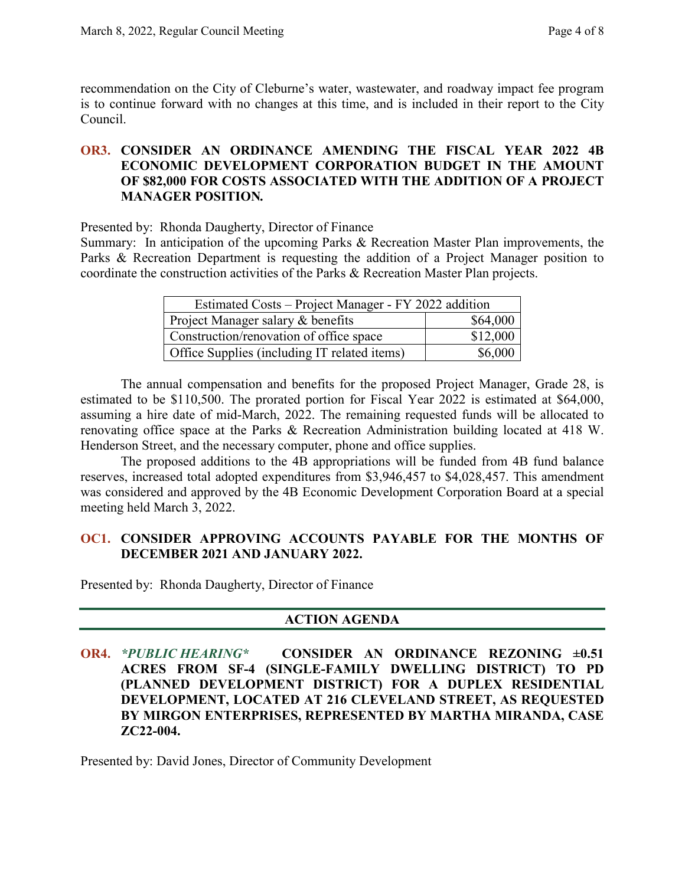recommendation on the City of Cleburne's water, wastewater, and roadway impact fee program is to continue forward with no changes at this time, and is included in their report to the City Council.

**OR3. CONSIDER AN ORDINANCE AMENDING THE FISCAL YEAR 2022 4B ECONOMIC DEVELOPMENT CORPORATION BUDGET IN THE AMOUNT OF $82,000 FOR COSTS ASSOCIATED WITH THE ADDITION OF A PROJECT MANAGER POSITION.**

Presented by: Rhonda Daugherty, Director of Finance
Summary: In anticipation of the upcoming Parks & Recreation Master Plan improvements, the Parks & Recreation Department is requesting the addition of a Project Manager position to coordinate the construction activities of the Parks & Recreation Master Plan projects.

| Estimated Costs – Project Manager - FY 2022 addition | |
|---|---|
| Project Manager salary & benefits | $64,000 |
| Construction/renovation of office space | $12,000 |
| Office Supplies (including IT related items) | $6,000 |

The annual compensation and benefits for the proposed Project Manager, Grade 28, is estimated to be $110,500. The prorated portion for Fiscal Year 2022 is estimated at $64,000, assuming a hire date of mid-March, 2022. The remaining requested funds will be allocated to renovating office space at the Parks & Recreation Administration building located at 418 W. Henderson Street, and the necessary computer, phone and office supplies.

The proposed additions to the 4B appropriations will be funded from 4B fund balance reserves, increased total adopted expenditures from $3,946,457 to $4,028,457. This amendment was considered and approved by the 4B Economic Development Corporation Board at a special meeting held March 3, 2022.

**OC1. CONSIDER APPROVING ACCOUNTS PAYABLE FOR THE MONTHS OF DECEMBER 2021 AND JANUARY 2022.**

Presented by: Rhonda Daugherty, Director of Finance

## ACTION AGENDA

**OR4.** ***\*PUBLIC HEARING\**** **CONSIDER AN ORDINANCE REZONING ±0.51 ACRES FROM SF-4 (SINGLE-FAMILY DWELLING DISTRICT) TO PD (PLANNED DEVELOPMENT DISTRICT) FOR A DUPLEX RESIDENTIAL DEVELOPMENT, LOCATED AT 216 CLEVELAND STREET, AS REQUESTED BY MIRGON ENTERPRISES, REPRESENTED BY MARTHA MIRANDA, CASE ZC22-004.**

Presented by: David Jones, Director of Community Development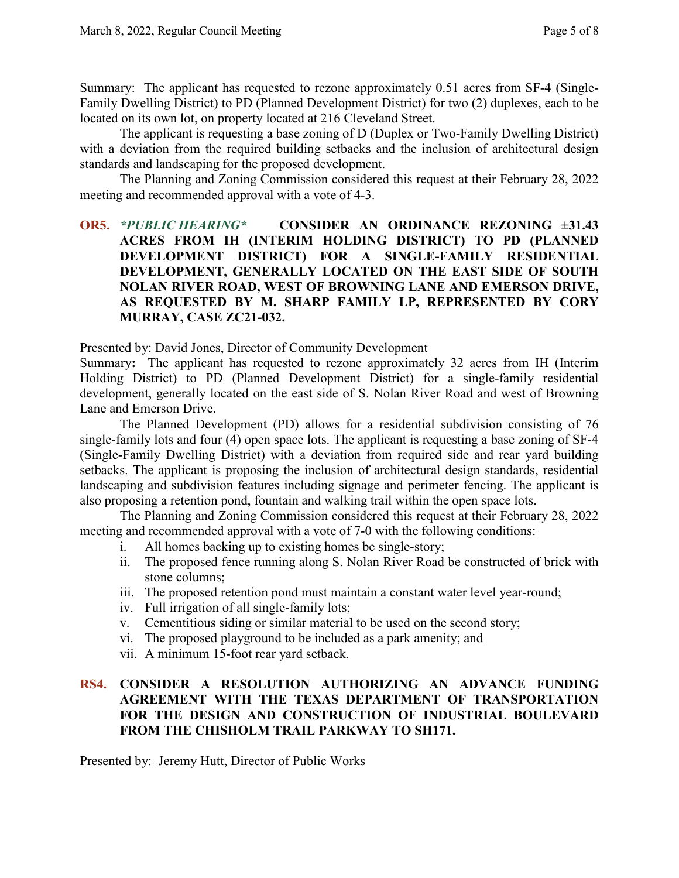Summary: The applicant has requested to rezone approximately 0.51 acres from SF-4 (Single-Family Dwelling District) to PD (Planned Development District) for two (2) duplexes, each to be located on its own lot, on property located at 216 Cleveland Street.

The applicant is requesting a base zoning of D (Duplex or Two-Family Dwelling District) with a deviation from the required building setbacks and the inclusion of architectural design standards and landscaping for the proposed development.

The Planning and Zoning Commission considered this request at their February 28, 2022 meeting and recommended approval with a vote of 4-3.

**OR5.** ***\*PUBLIC HEARING\**** **CONSIDER AN ORDINANCE REZONING ±31.43 ACRES FROM IH (INTERIM HOLDING DISTRICT) TO PD (PLANNED DEVELOPMENT DISTRICT) FOR A SINGLE-FAMILY RESIDENTIAL DEVELOPMENT, GENERALLY LOCATED ON THE EAST SIDE OF SOUTH NOLAN RIVER ROAD, WEST OF BROWNING LANE AND EMERSON DRIVE, AS REQUESTED BY M. SHARP FAMILY LP, REPRESENTED BY CORY MURRAY, CASE ZC21-032.**

Presented by: David Jones, Director of Community Development

Summary**:** The applicant has requested to rezone approximately 32 acres from IH (Interim Holding District) to PD (Planned Development District) for a single-family residential development, generally located on the east side of S. Nolan River Road and west of Browning Lane and Emerson Drive.

The Planned Development (PD) allows for a residential subdivision consisting of 76 single-family lots and four (4) open space lots. The applicant is requesting a base zoning of SF-4 (Single-Family Dwelling District) with a deviation from required side and rear yard building setbacks. The applicant is proposing the inclusion of architectural design standards, residential landscaping and subdivision features including signage and perimeter fencing. The applicant is also proposing a retention pond, fountain and walking trail within the open space lots.

The Planning and Zoning Commission considered this request at their February 28, 2022 meeting and recommended approval with a vote of 7-0 with the following conditions:

i. All homes backing up to existing homes be single-story;
ii. The proposed fence running along S. Nolan River Road be constructed of brick with stone columns;
iii. The proposed retention pond must maintain a constant water level year-round;
iv. Full irrigation of all single-family lots;
v. Cementitious siding or similar material to be used on the second story;
vi. The proposed playground to be included as a park amenity; and
vii. A minimum 15-foot rear yard setback.

**RS4. CONSIDER A RESOLUTION AUTHORIZING AN ADVANCE FUNDING AGREEMENT WITH THE TEXAS DEPARTMENT OF TRANSPORTATION FOR THE DESIGN AND CONSTRUCTION OF INDUSTRIAL BOULEVARD FROM THE CHISHOLM TRAIL PARKWAY TO SH171.**

Presented by: Jeremy Hutt, Director of Public Works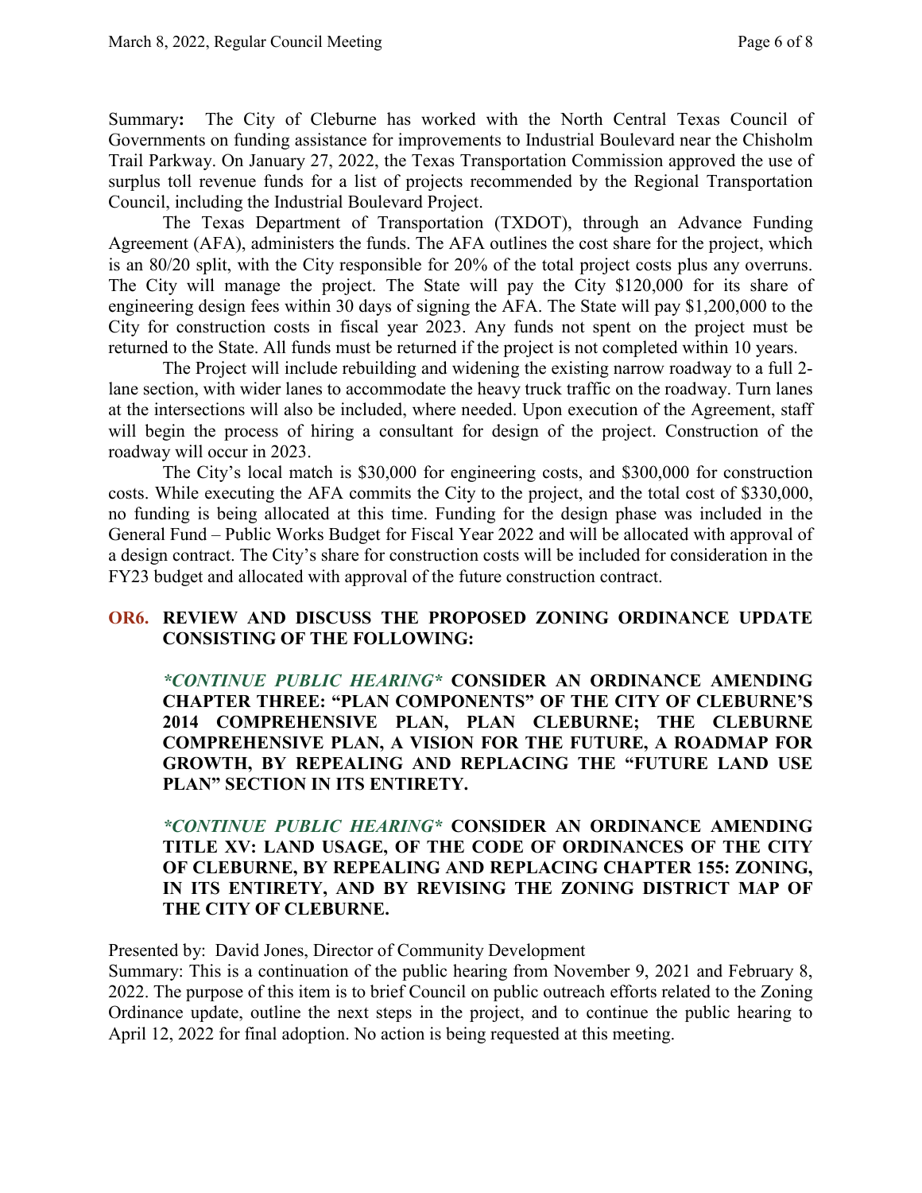**Summary:** The City of Cleburne has worked with the North Central Texas Council of Governments on funding assistance for improvements to Industrial Boulevard near the Chisholm Trail Parkway. On January 27, 2022, the Texas Transportation Commission approved the use of surplus toll revenue funds for a list of projects recommended by the Regional Transportation Council, including the Industrial Boulevard Project.

The Texas Department of Transportation (TXDOT), through an Advance Funding Agreement (AFA), administers the funds. The AFA outlines the cost share for the project, which is an 80/20 split, with the City responsible for 20% of the total project costs plus any overruns. The City will manage the project. The State will pay the City $120,000 for its share of engineering design fees within 30 days of signing the AFA. The State will pay $1,200,000 to the City for construction costs in fiscal year 2023. Any funds not spent on the project must be returned to the State. All funds must be returned if the project is not completed within 10 years.

The Project will include rebuilding and widening the existing narrow roadway to a full 2-lane section, with wider lanes to accommodate the heavy truck traffic on the roadway. Turn lanes at the intersections will also be included, where needed. Upon execution of the Agreement, staff will begin the process of hiring a consultant for design of the project. Construction of the roadway will occur in 2023.

The City's local match is $30,000 for engineering costs, and $300,000 for construction costs. While executing the AFA commits the City to the project, and the total cost of $330,000, no funding is being allocated at this time. Funding for the design phase was included in the General Fund – Public Works Budget for Fiscal Year 2022 and will be allocated with approval of a design contract. The City's share for construction costs will be included for consideration in the FY23 budget and allocated with approval of the future construction contract.

## OR6. REVIEW AND DISCUSS THE PROPOSED ZONING ORDINANCE UPDATE CONSISTING OF THE FOLLOWING:

***\*CONTINUE PUBLIC HEARING\**** **CONSIDER AN ORDINANCE AMENDING CHAPTER THREE: "PLAN COMPONENTS" OF THE CITY OF CLEBURNE'S 2014 COMPREHENSIVE PLAN, PLAN CLEBURNE; THE CLEBURNE COMPREHENSIVE PLAN, A VISION FOR THE FUTURE, A ROADMAP FOR GROWTH, BY REPEALING AND REPLACING THE "FUTURE LAND USE PLAN" SECTION IN ITS ENTIRETY.**

***\*CONTINUE PUBLIC HEARING\**** **CONSIDER AN ORDINANCE AMENDING TITLE XV: LAND USAGE, OF THE CODE OF ORDINANCES OF THE CITY OF CLEBURNE, BY REPEALING AND REPLACING CHAPTER 155: ZONING, IN ITS ENTIRETY, AND BY REVISING THE ZONING DISTRICT MAP OF THE CITY OF CLEBURNE.**

Presented by: David Jones, Director of Community Development

Summary: This is a continuation of the public hearing from November 9, 2021 and February 8, 2022. The purpose of this item is to brief Council on public outreach efforts related to the Zoning Ordinance update, outline the next steps in the project, and to continue the public hearing to April 12, 2022 for final adoption. No action is being requested at this meeting.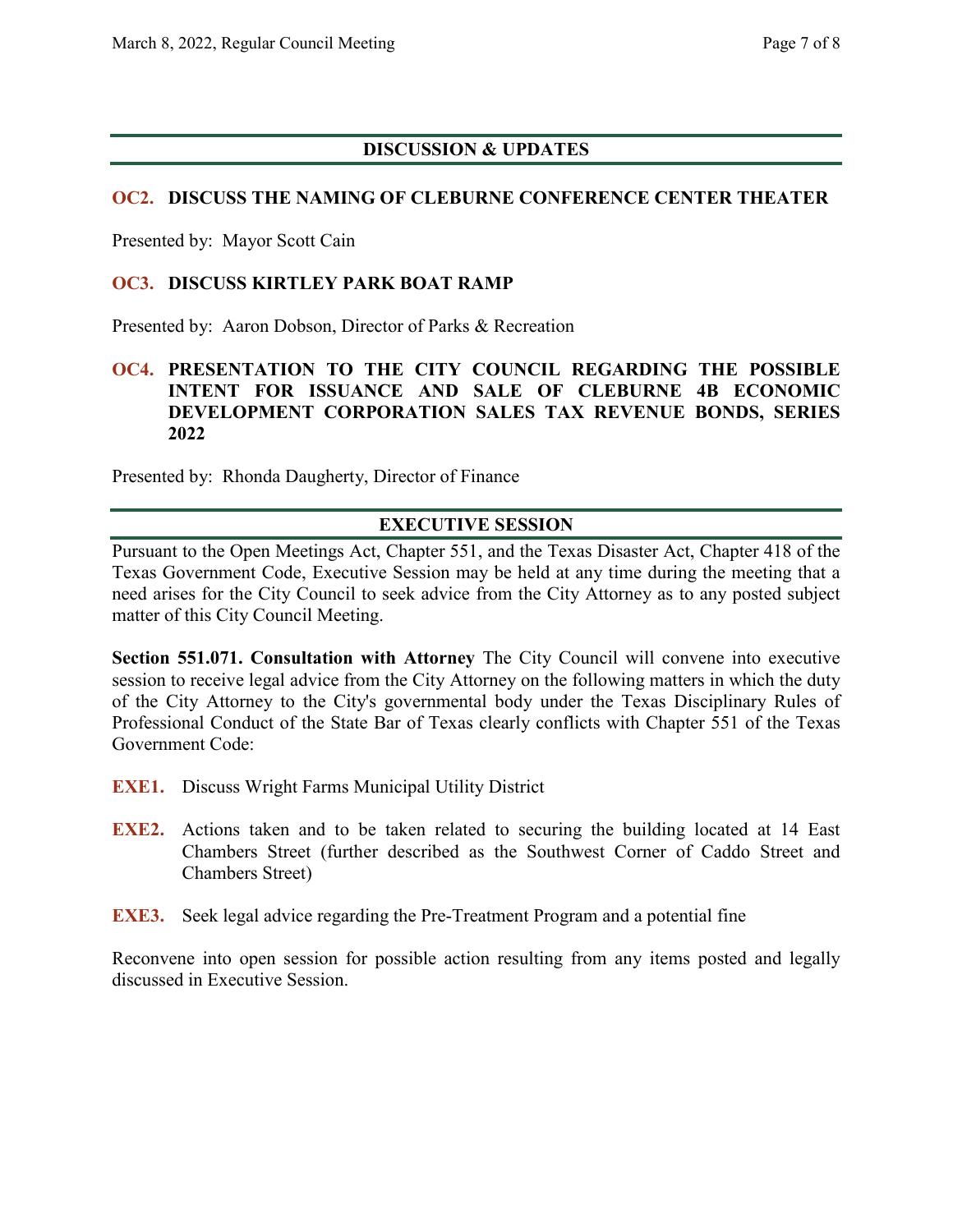## DISCUSSION & UPDATES

### OC2. DISCUSS THE NAMING OF CLEBURNE CONFERENCE CENTER THEATER

Presented by: Mayor Scott Cain

### OC3. DISCUSS KIRTLEY PARK BOAT RAMP

Presented by: Aaron Dobson, Director of Parks & Recreation

### OC4. PRESENTATION TO THE CITY COUNCIL REGARDING THE POSSIBLE INTENT FOR ISSUANCE AND SALE OF CLEBURNE 4B ECONOMIC DEVELOPMENT CORPORATION SALES TAX REVENUE BONDS, SERIES 2022

Presented by: Rhonda Daugherty, Director of Finance

## EXECUTIVE SESSION

Pursuant to the Open Meetings Act, Chapter 551, and the Texas Disaster Act, Chapter 418 of the Texas Government Code, Executive Session may be held at any time during the meeting that a need arises for the City Council to seek advice from the City Attorney as to any posted subject matter of this City Council Meeting.

**Section 551.071. Consultation with Attorney** The City Council will convene into executive session to receive legal advice from the City Attorney on the following matters in which the duty of the City Attorney to the City's governmental body under the Texas Disciplinary Rules of Professional Conduct of the State Bar of Texas clearly conflicts with Chapter 551 of the Texas Government Code:

**EXE1.** Discuss Wright Farms Municipal Utility District

**EXE2.** Actions taken and to be taken related to securing the building located at 14 East Chambers Street (further described as the Southwest Corner of Caddo Street and Chambers Street)

**EXE3.** Seek legal advice regarding the Pre-Treatment Program and a potential fine

Reconvene into open session for possible action resulting from any items posted and legally discussed in Executive Session.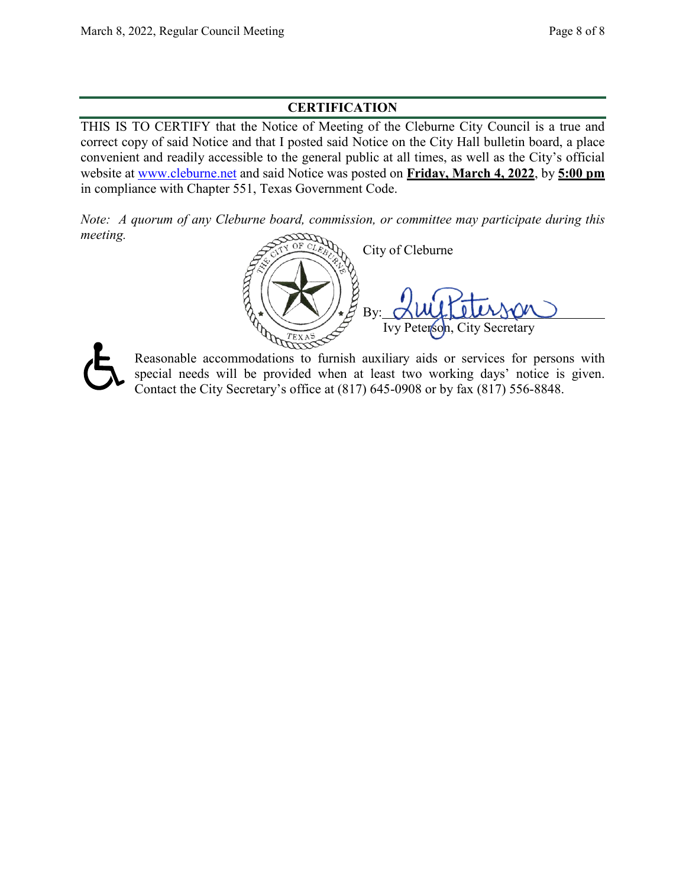## CERTIFICATION

THIS IS TO CERTIFY that the Notice of Meeting of the Cleburne City Council is a true and correct copy of said Notice and that I posted said Notice on the City Hall bulletin board, a place convenient and readily accessible to the general public at all times, as well as the City's official website at www.cleburne.net and said Notice was posted on **Friday, March 4, 2022**, by **5:00 pm** in compliance with Chapter 551, Texas Government Code.

*Note: A quorum of any Cleburne board, commission, or committee may participate during this meeting.*

City of Cleburne

By: ______________________
Ivy Peterson, City Secretary

Reasonable accommodations to furnish auxiliary aids or services for persons with special needs will be provided when at least two working days' notice is given. Contact the City Secretary's office at (817) 645-0908 or by fax (817) 556-8848.